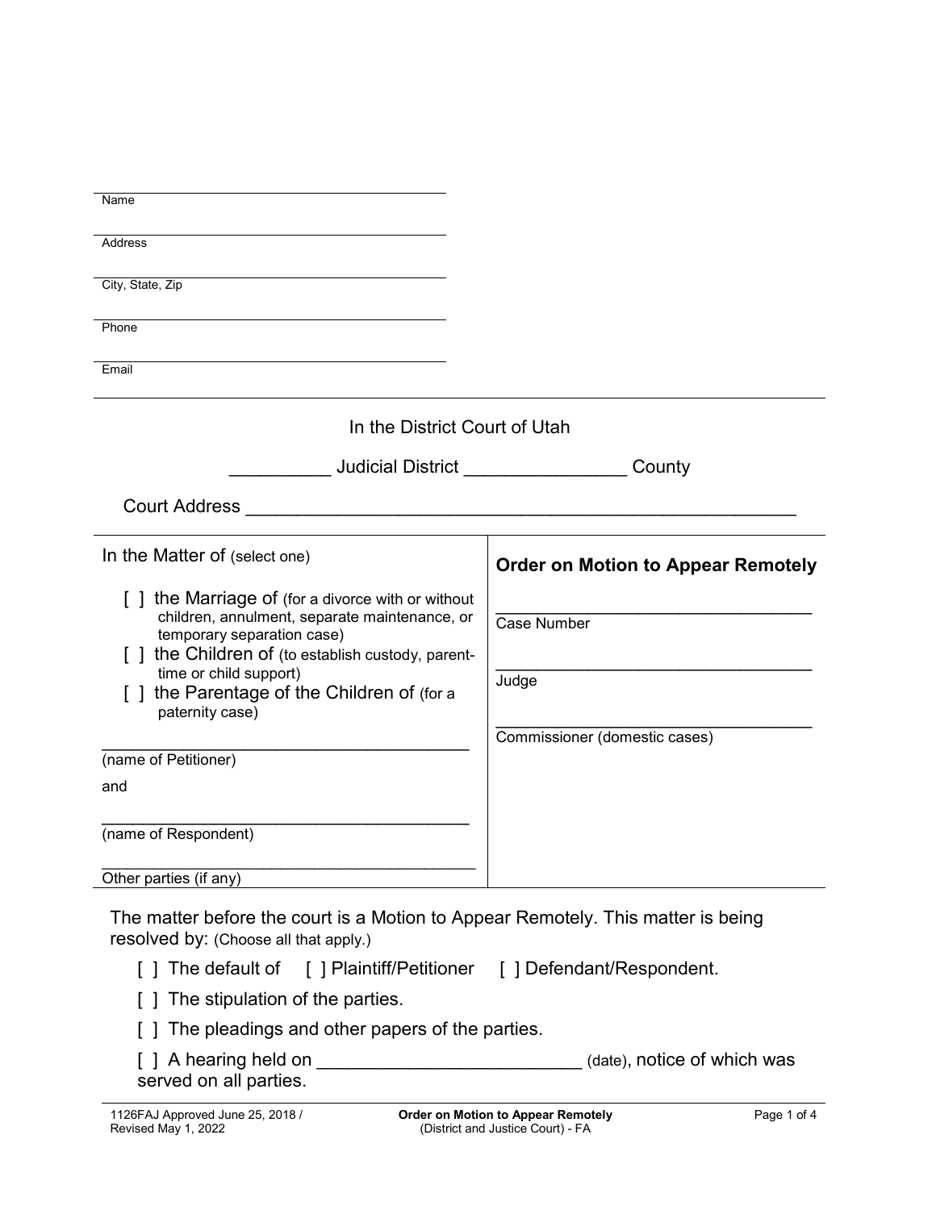Name

Address

City, State, Zip

Phone

Email

In the District Court of Utah

__________ Judicial District ________________ County

Court Address ______________________________________________________

| In the Matter of (select one) | **Order on Motion to Appear Remotely** |
|---|---|
| [ ] the Marriage of (for a divorce with or without children, annulment, separate maintenance, or temporary separation case) | ________________________________ Case Number |
| [ ] the Children of (to establish custody, parent-time or child support) | ________________________________ Judge |
| [ ] the Parentage of the Children of (for a paternity case) | ________________________________ Commissioner (domestic cases) |
| ______________________________________ (name of Petitioner) | |
| and | |
| ______________________________________ (name of Respondent) | |
| ______________________________________ Other parties (if any) | |

The matter before the court is a Motion to Appear Remotely. This matter is being resolved by: (Choose all that apply.)

[ ] The default of [ ] Plaintiff/Petitioner [ ] Defendant/Respondent.

[ ] The stipulation of the parties.

[ ] The pleadings and other papers of the parties.

[ ] A hearing held on _________________________ (date), notice of which was served on all parties.

1126FAJ Approved June 25, 2018 / Revised May 1, 2022 — **Order on Motion to Appear Remotely** (District and Justice Court) - FA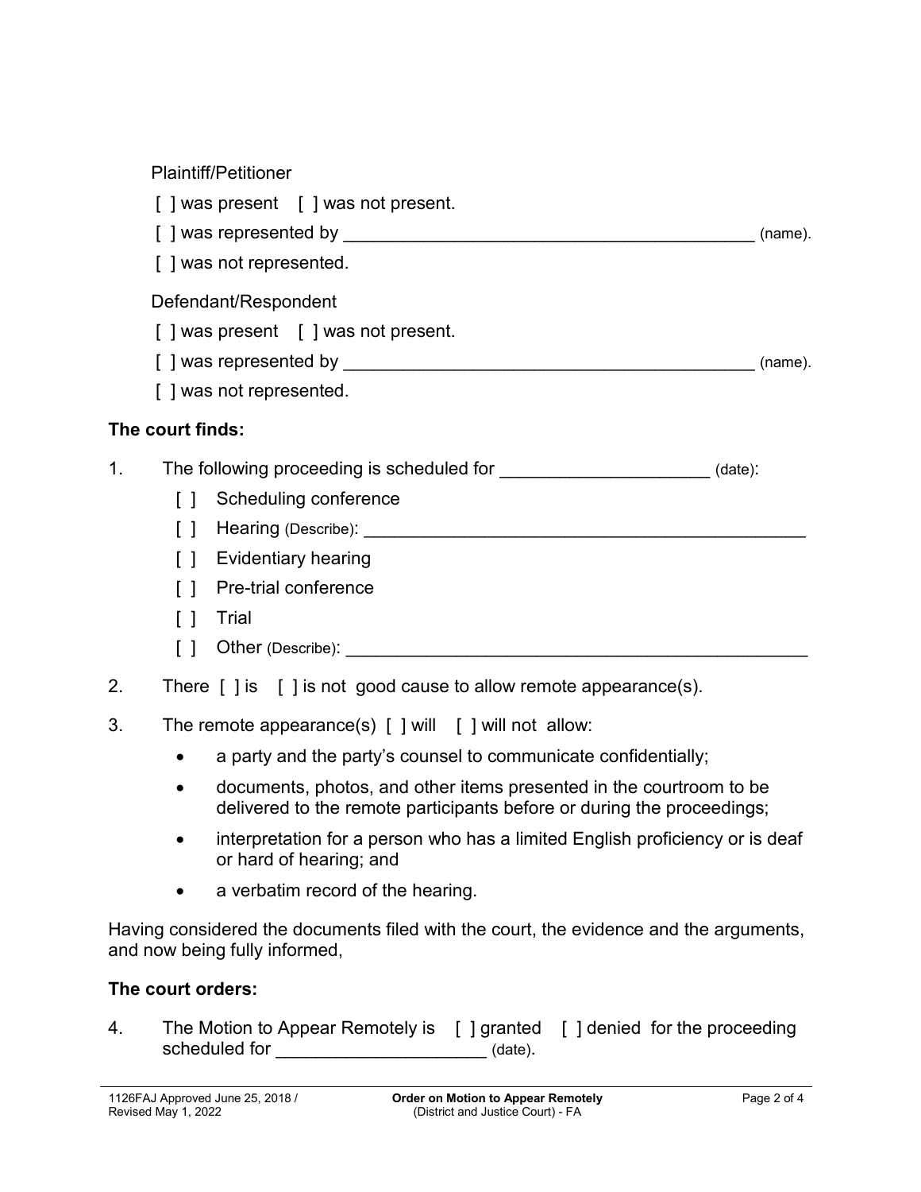Plaintiff/Petitioner

[ ] was present [ ] was not present.

[ ] was represented by __________________________________________ (name).

[ ] was not represented.

Defendant/Respondent

[ ] was present [ ] was not present.

[ ] was represented by __________________________________________ (name).

[ ] was not represented.

**The court finds:**

1. The following proceeding is scheduled for _____________________ (date):
   - [ ] Scheduling conference
   - [ ] Hearing (Describe): ____________________________________________
   - [ ] Evidentiary hearing
   - [ ] Pre-trial conference
   - [ ] Trial
   - [ ] Other (Describe): ______________________________________________

2. There [ ] is [ ] is not good cause to allow remote appearance(s).

3. The remote appearance(s) [ ] will [ ] will not allow:
   - a party and the party's counsel to communicate confidentially;
   - documents, photos, and other items presented in the courtroom to be delivered to the remote participants before or during the proceedings;
   - interpretation for a person who has a limited English proficiency or is deaf or hard of hearing; and
   - a verbatim record of the hearing.

Having considered the documents filed with the court, the evidence and the arguments, and now being fully informed,

**The court orders:**

4. The Motion to Appear Remotely is [ ] granted [ ] denied for the proceeding scheduled for _____________________ (date).

1126FAJ Approved June 25, 2018 / Revised May 1, 2022 — **Order on Motion to Appear Remotely** (District and Justice Court) - FA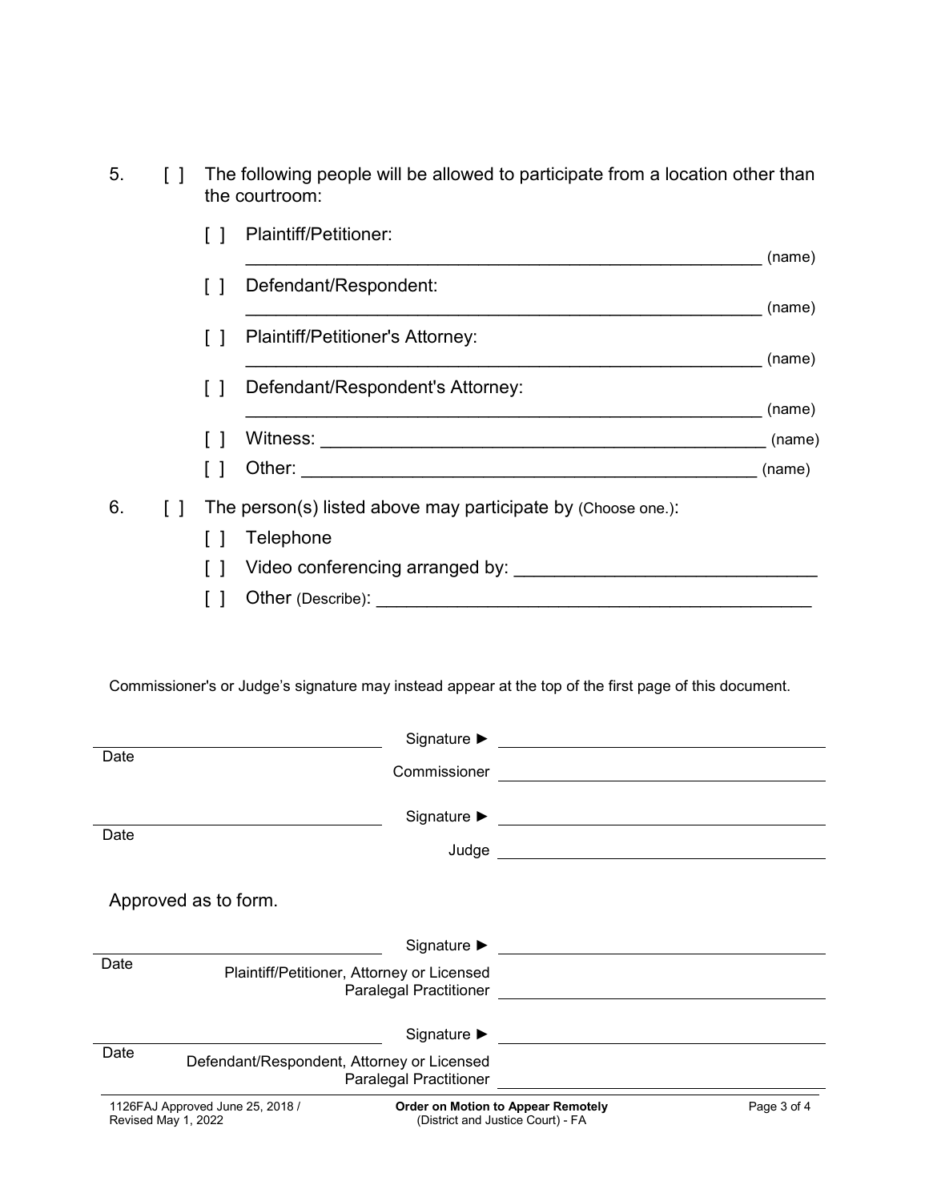5. [ ] The following people will be allowed to participate from a location other than the courtroom:

   [ ] Plaintiff/Petitioner:
   ______________________________________________________ (name)

   [ ] Defendant/Respondent:
   ______________________________________________________ (name)

   [ ] Plaintiff/Petitioner's Attorney:
   ______________________________________________________ (name)

   [ ] Defendant/Respondent's Attorney:
   ______________________________________________________ (name)

   [ ] Witness: ____________________________________________ (name)

   [ ] Other: ______________________________________________ (name)

6. [ ] The person(s) listed above may participate by (Choose one.):

   [ ] Telephone

   [ ] Video conferencing arranged by: ____________________________

   [ ] Other (Describe): __________________________________________

Commissioner's or Judge's signature may instead appear at the top of the first page of this document.

| | | |
|---|---|---|
| ____________________ Date | Signature ► | ____________________ |
| | Commissioner | ____________________ |
| ____________________ Date | Signature ► | ____________________ |
| | Judge | ____________________ |

Approved as to form.

| | | |
|---|---|---|
| ____________________ Date | Signature ► | ____________________ |
| | Plaintiff/Petitioner, Attorney or Licensed Paralegal Practitioner | ____________________ |
| ____________________ Date | Signature ► | ____________________ |
| | Defendant/Respondent, Attorney or Licensed Paralegal Practitioner | ____________________ |

1126FAJ Approved June 25, 2018 / Revised May 1, 2022

**Order on Motion to Appear Remotely**
(District and Justice Court) - FA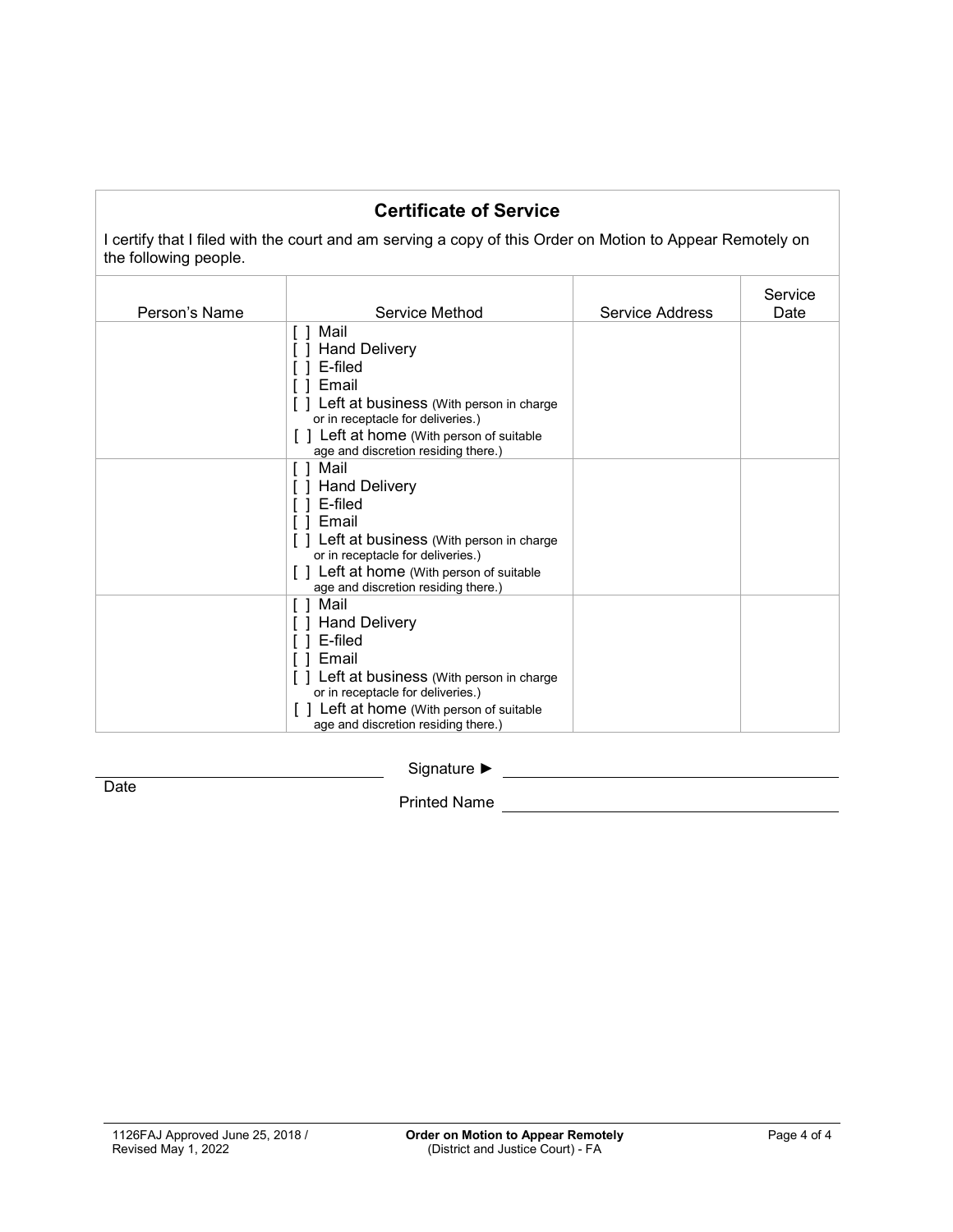## Certificate of Service

I certify that I filed with the court and am serving a copy of this Order on Motion to Appear Remotely on the following people.

| Person's Name | Service Method | Service Address | Service Date |
|---|---|---|---|
| | [ ] Mail<br>[ ] Hand Delivery<br>[ ] E-filed<br>[ ] Email<br>[ ] Left at business (With person in charge or in receptacle for deliveries.)<br>[ ] Left at home (With person of suitable age and discretion residing there.) | | |
| | [ ] Mail<br>[ ] Hand Delivery<br>[ ] E-filed<br>[ ] Email<br>[ ] Left at business (With person in charge or in receptacle for deliveries.)<br>[ ] Left at home (With person of suitable age and discretion residing there.) | | |
| | [ ] Mail<br>[ ] Hand Delivery<br>[ ] E-filed<br>[ ] Email<br>[ ] Left at business (With person in charge or in receptacle for deliveries.)<br>[ ] Left at home (With person of suitable age and discretion residing there.) | | |

______________________________
Date

Signature ► ______________________________

Printed Name ______________________________

1126FAJ Approved June 25, 2018 / Revised May 1, 2022 — **Order on Motion to Appear Remotely** (District and Justice Court) - FA